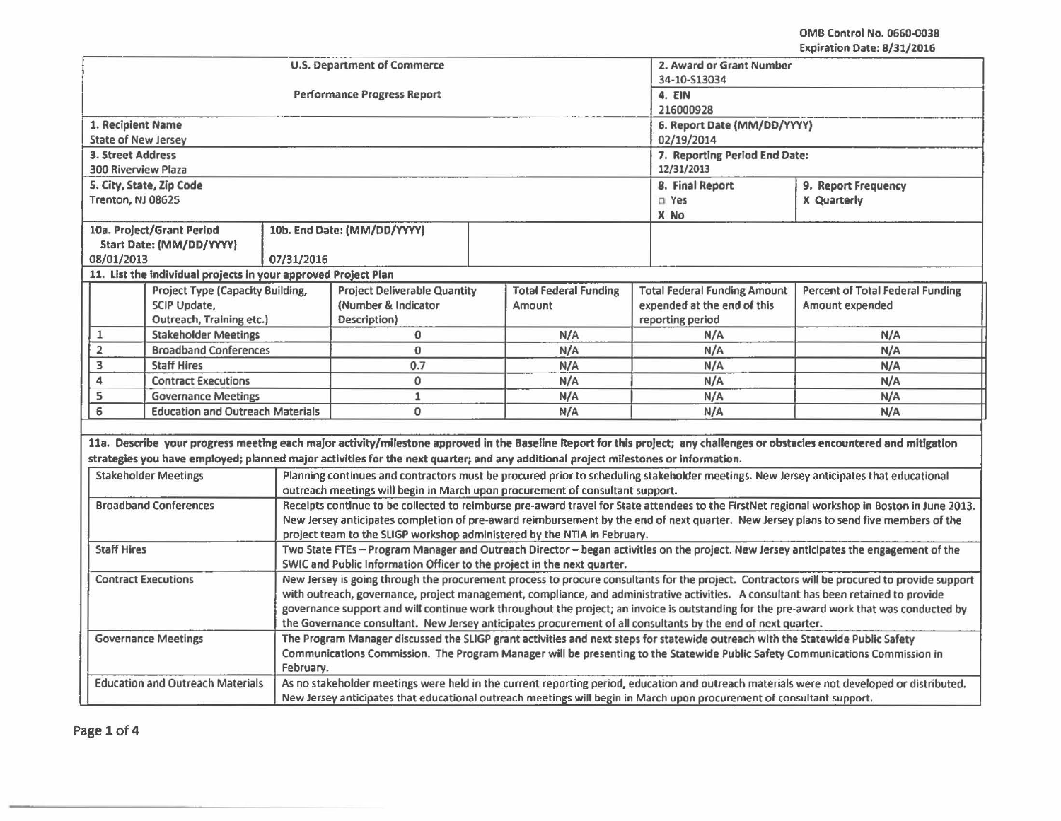OMB Control No. 0660-0038
Expiration Date: 8/31/2016

| | |
|---|---|
| U.S. Department of Commerce<br>Performance Progress Report | 2. Award or Grant Number<br>34-10-S13034 |
| | 4. EIN<br>216000928 |
| 1. Recipient Name<br>State of New Jersey | 6. Report Date (MM/DD/YYYY)<br>02/19/2014 |
| 3. Street Address<br>300 Riverview Plaza | 7. Reporting Period End Date:<br>12/31/2013 |
| 5. City, State, Zip Code<br>Trenton, NJ 08625 | 8. Final Report<br>□ Yes<br>X No<br><br>9. Report Frequency<br>X Quarterly |

| | |
|---|---|
| 10a. Project/Grant Period Start Date: (MM/DD/YYYY)<br>08/01/2013 | 10b. End Date: (MM/DD/YYYY)<br>07/31/2016 |

**11. List the individual projects in your approved Project Plan**

| | Project Type (Capacity Building, SCIP Update, Outreach, Training etc.) | Project Deliverable Quantity (Number & Indicator Description) | Total Federal Funding Amount | Total Federal Funding Amount expended at the end of this reporting period | Percent of Total Federal Funding Amount expended |
|---|---|---|---|---|---|
| 1 | Stakeholder Meetings | 0 | N/A | N/A | N/A |
| 2 | Broadband Conferences | 0 | N/A | N/A | N/A |
| 3 | Staff Hires | 0.7 | N/A | N/A | N/A |
| 4 | Contract Executions | 0 | N/A | N/A | N/A |
| 5 | Governance Meetings | 1 | N/A | N/A | N/A |
| 6 | Education and Outreach Materials | 0 | N/A | N/A | N/A |

**11a. Describe your progress meeting each major activity/milestone approved in the Baseline Report for this project; any challenges or obstacles encountered and mitigation strategies you have employed; planned major activities for the next quarter; and any additional project milestones or information.**

| | |
|---|---|
| Stakeholder Meetings | Planning continues and contractors must be procured prior to scheduling stakeholder meetings. New Jersey anticipates that educational outreach meetings will begin in March upon procurement of consultant support. |
| Broadband Conferences | Receipts continue to be collected to reimburse pre-award travel for State attendees to the FirstNet regional workshop in Boston in June 2013. New Jersey anticipates completion of pre-award reimbursement by the end of next quarter. New Jersey plans to send five members of the project team to the SLIGP workshop administered by the NTIA in February. |
| Staff Hires | Two State FTEs – Program Manager and Outreach Director – began activities on the project. New Jersey anticipates the engagement of the SWIC and Public Information Officer to the project in the next quarter. |
| Contract Executions | New Jersey is going through the procurement process to procure consultants for the project. Contractors will be procured to provide support with outreach, governance, project management, compliance, and administrative activities. A consultant has been retained to provide governance support and will continue work throughout the project; an invoice is outstanding for the pre-award work that was conducted by the Governance consultant. New Jersey anticipates procurement of all consultants by the end of next quarter. |
| Governance Meetings | The Program Manager discussed the SLIGP grant activities and next steps for statewide outreach with the Statewide Public Safety Communications Commission. The Program Manager will be presenting to the Statewide Public Safety Communications Commission in February. |
| Education and Outreach Materials | As no stakeholder meetings were held in the current reporting period, education and outreach materials were not developed or distributed. New Jersey anticipates that educational outreach meetings will begin in March upon procurement of consultant support. |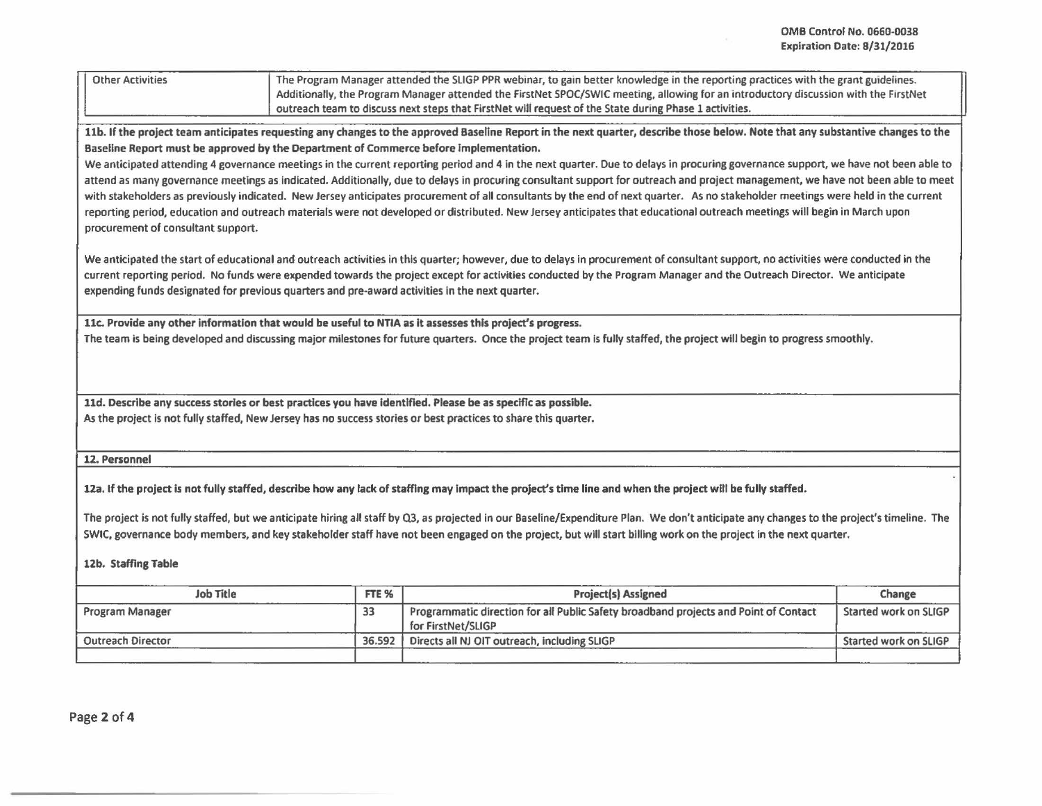| | |
|---|---|
| Other Activities | The Program Manager attended the SLIGP PPR webinar, to gain better knowledge in the reporting practices with the grant guidelines. Additionally, the Program Manager attended the FirstNet SPOC/SWIC meeting, allowing for an introductory discussion with the FirstNet outreach team to discuss next steps that FirstNet will request of the State during Phase 1 activities. |

**11b. If the project team anticipates requesting any changes to the approved Baseline Report in the next quarter, describe those below. Note that any substantive changes to the Baseline Report must be approved by the Department of Commerce before implementation.**

We anticipated attending 4 governance meetings in the current reporting period and 4 in the next quarter. Due to delays in procuring governance support, we have not been able to attend as many governance meetings as indicated. Additionally, due to delays in procuring consultant support for outreach and project management, we have not been able to meet with stakeholders as previously indicated. New Jersey anticipates procurement of all consultants by the end of next quarter. As no stakeholder meetings were held in the current reporting period, education and outreach materials were not developed or distributed. New Jersey anticipates that educational outreach meetings will begin in March upon procurement of consultant support.

We anticipated the start of educational and outreach activities in this quarter; however, due to delays in procurement of consultant support, no activities were conducted in the current reporting period. No funds were expended towards the project except for activities conducted by the Program Manager and the Outreach Director. We anticipate expending funds designated for previous quarters and pre-award activities in the next quarter.

**11c. Provide any other information that would be useful to NTIA as it assesses this project's progress.**

The team is being developed and discussing major milestones for future quarters. Once the project team is fully staffed, the project will begin to progress smoothly.

**11d. Describe any success stories or best practices you have identified. Please be as specific as possible.**

As the project is not fully staffed, New Jersey has no success stories or best practices to share this quarter.

**12. Personnel**

**12a. If the project is not fully staffed, describe how any lack of staffing may impact the project's time line and when the project will be fully staffed.**

The project is not fully staffed, but we anticipate hiring all staff by Q3, as projected in our Baseline/Expenditure Plan. We don't anticipate any changes to the project's timeline. The SWIC, governance body members, and key stakeholder staff have not been engaged on the project, but will start billing work on the project in the next quarter.

**12b. Staffing Table**

| Job Title | FTE % | Project(s) Assigned | Change |
|---|---|---|---|
| Program Manager | 33 | Programmatic direction for all Public Safety broadband projects and Point of Contact for FirstNet/SLIGP | Started work on SLIGP |
| Outreach Director | 36.592 | Directs all NJ OIT outreach, including SLIGP | Started work on SLIGP |
| | | | |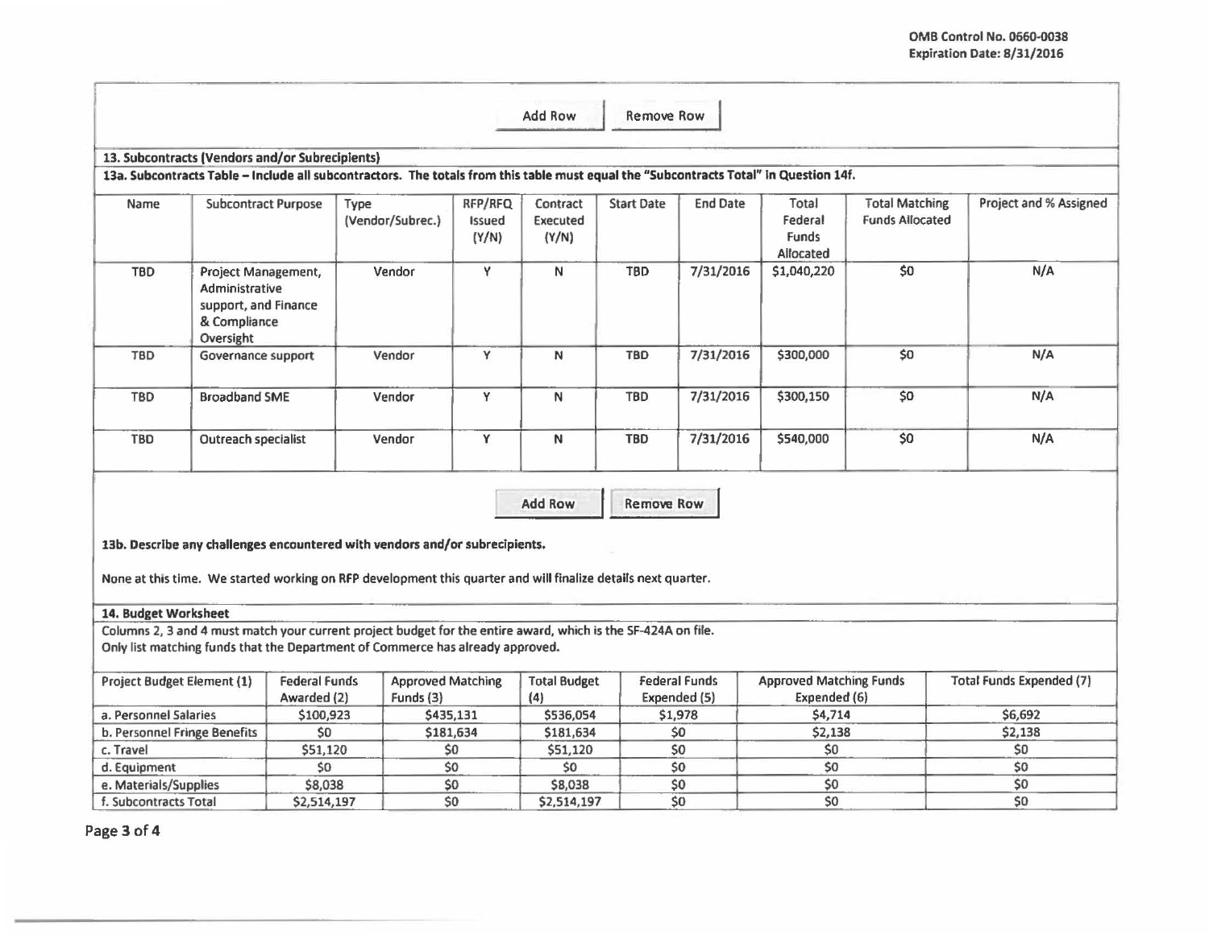OMB Control No. 0660-0038
Expiration Date: 8/31/2016

Add Row | Remove Row

**13. Subcontracts (Vendors and/or Subrecipients)**

**13a. Subcontracts Table – Include all subcontractors. The totals from this table must equal the "Subcontracts Total" in Question 14f.**

| Name | Subcontract Purpose | Type (Vendor/Subrec.) | RFP/RFQ Issued (Y/N) | Contract Executed (Y/N) | Start Date | End Date | Total Federal Funds Allocated | Total Matching Funds Allocated | Project and % Assigned |
|---|---|---|---|---|---|---|---|---|---|
| TBD | Project Management, Administrative support, and Finance & Compliance Oversight | Vendor | Y | N | TBD | 7/31/2016 | $1,040,220 | $0 | N/A |
| TBD | Governance support | Vendor | Y | N | TBD | 7/31/2016 | $300,000 | $0 | N/A |
| TBD | Broadband SME | Vendor | Y | N | TBD | 7/31/2016 | $300,150 | $0 | N/A |
| TBD | Outreach specialist | Vendor | Y | N | TBD | 7/31/2016 | $540,000 | $0 | N/A |

Add Row | Remove Row

**13b. Describe any challenges encountered with vendors and/or subrecipients.**

None at this time. We started working on RFP development this quarter and will finalize details next quarter.

**14. Budget Worksheet**

Columns 2, 3 and 4 must match your current project budget for the entire award, which is the SF-424A on file.
Only list matching funds that the Department of Commerce has already approved.

| Project Budget Element (1) | Federal Funds Awarded (2) | Approved Matching Funds (3) | Total Budget (4) | Federal Funds Expended (5) | Approved Matching Funds Expended (6) | Total Funds Expended (7) |
|---|---|---|---|---|---|---|
| a. Personnel Salaries | $100,923 | $435,131 | $536,054 | $1,978 | $4,714 | $6,692 |
| b. Personnel Fringe Benefits | $0 | $181,634 | $181,634 | $0 | $2,138 | $2,138 |
| c. Travel | $51,120 | $0 | $51,120 | $0 | $0 | $0 |
| d. Equipment | $0 | $0 | $0 | $0 | $0 | $0 |
| e. Materials/Supplies | $8,038 | $0 | $8,038 | $0 | $0 | $0 |
| f. Subcontracts Total | $2,514,197 | $0 | $2,514,197 | $0 | $0 | $0 |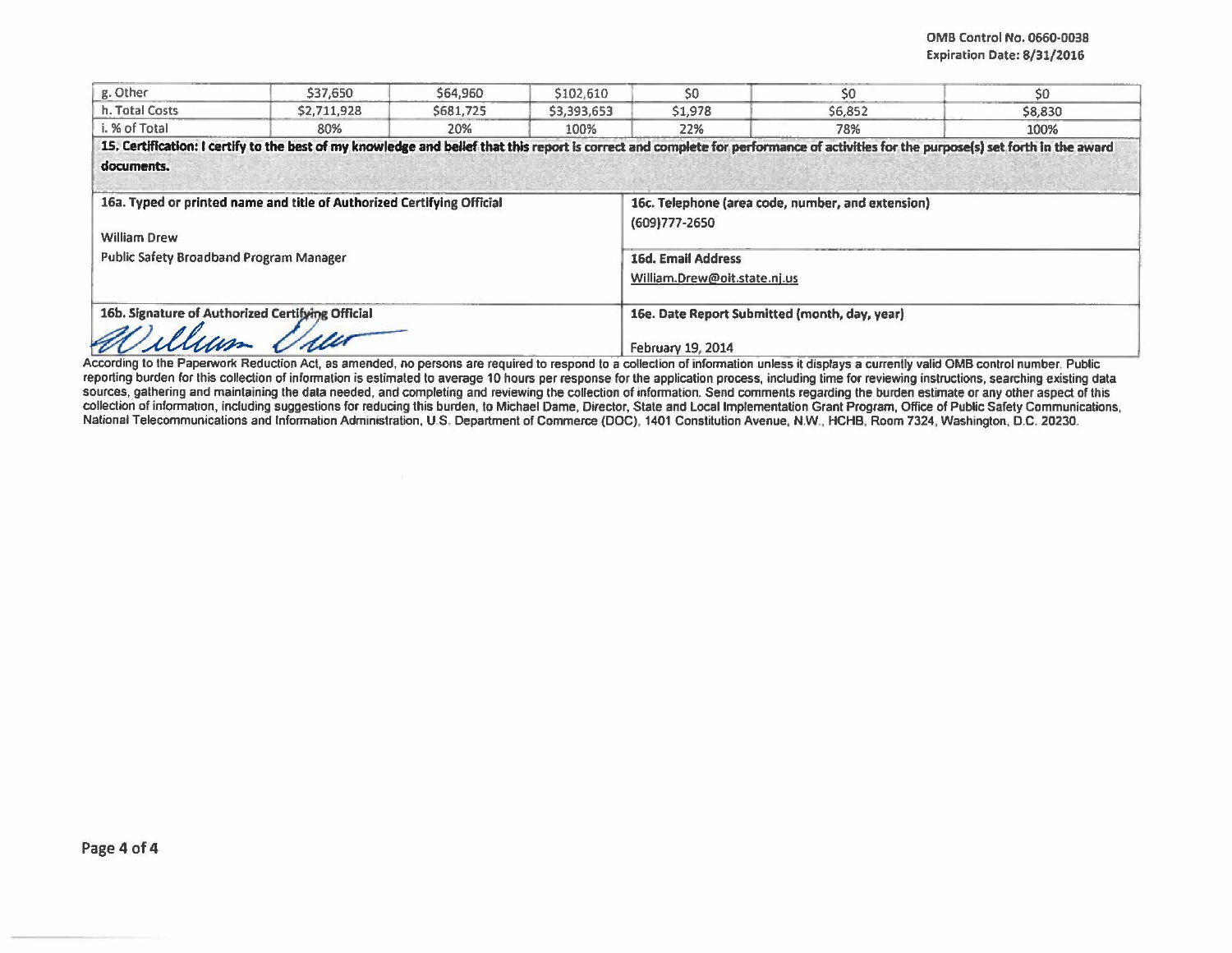OMB Control No. 0660-0038
Expiration Date: 8/31/2016

| | | | | | | |
|---|---|---|---|---|---|---|
| g. Other | $37,650 | $64,960 | $102,610 | $0 | $0 | $0 |
| h. Total Costs | $2,711,928 | $681,725 | $3,393,653 | $1,978 | $6,852 | $8,830 |
| i. % of Total | 80% | 20% | 100% | 22% | 78% | 100% |

**15. Certification: I certify to the best of my knowledge and belief that this report is correct and complete for performance of activities for the purpose(s) set forth in the award documents.**

| | |
|---|---|
| **16a. Typed or printed name and title of Authorized Certifying Official**<br><br>William Drew<br>Public Safety Broadband Program Manager | **16c. Telephone (area code, number, and extension)**<br>(609)777-2650 |
| | **16d. Email Address**<br>William.Drew@oit.state.nj.us |
| **16b. Signature of Authorized Certifying Official**<br>William Drew | **16e. Date Report Submitted (month, day, year)**<br>February 19, 2014 |

According to the Paperwork Reduction Act, as amended, no persons are required to respond to a collection of information unless it displays a currently valid OMB control number. Public reporting burden for this collection of information is estimated to average 10 hours per response for the application process, including time for reviewing instructions, searching existing data sources, gathering and maintaining the data needed, and completing and reviewing the collection of information. Send comments regarding the burden estimate or any other aspect of this collection of information, including suggestions for reducing this burden, to Michael Dame, Director, State and Local Implementation Grant Program, Office of Public Safety Communications, National Telecommunications and Information Administration, U.S. Department of Commerce (DOC), 1401 Constitution Avenue, N.W., HCHB, Room 7324, Washington, D.C. 20230.